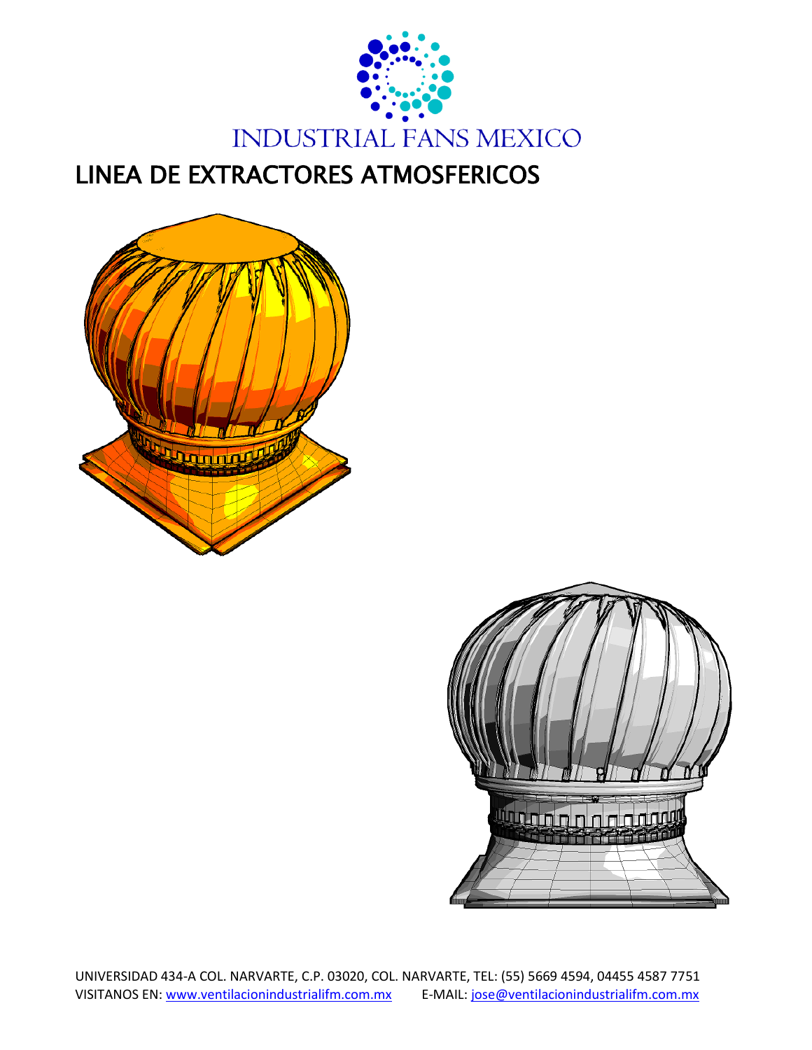INDUSTRIAL FANS MEXICO

# LINEA DE EXTRACTORES ATMOSFERICOS

UNIVERSIDAD 434-A COL. NARVARTE, C.P. 03020, COL. NARVARTE, TEL: (55) 5669 4594, 04455 4587 7751
VISITANOS EN: www.ventilacionindustrialifm.com.mx E-MAIL: jose@ventilacionindustrialifm.com.mx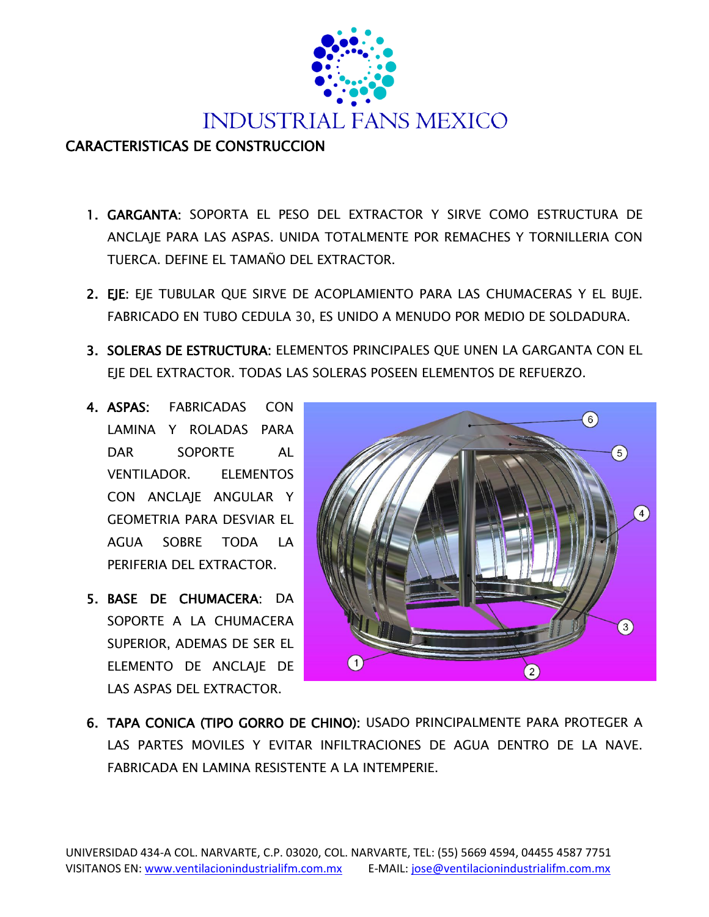# INDUSTRIAL FANS MEXICO

## CARACTERISTICAS DE CONSTRUCCION

1. **GARGANTA:** SOPORTA EL PESO DEL EXTRACTOR Y SIRVE COMO ESTRUCTURA DE ANCLAJE PARA LAS ASPAS. UNIDA TOTALMENTE POR REMACHES Y TORNILLERIA CON TUERCA. DEFINE EL TAMAÑO DEL EXTRACTOR.

2. **EJE:** EJE TUBULAR QUE SIRVE DE ACOPLAMIENTO PARA LAS CHUMACERAS Y EL BUJE. FABRICADO EN TUBO CEDULA 30, ES UNIDO A MENUDO POR MEDIO DE SOLDADURA.

3. **SOLERAS DE ESTRUCTURA:** ELEMENTOS PRINCIPALES QUE UNEN LA GARGANTA CON EL EJE DEL EXTRACTOR. TODAS LAS SOLERAS POSEEN ELEMENTOS DE REFUERZO.

4. **ASPAS:** FABRICADAS CON LAMINA Y ROLADAS PARA DAR SOPORTE AL VENTILADOR. ELEMENTOS CON ANCLAJE ANGULAR Y GEOMETRIA PARA DESVIAR EL AGUA SOBRE TODA LA PERIFERIA DEL EXTRACTOR.

5. **BASE DE CHUMACERA:** DA SOPORTE A LA CHUMACERA SUPERIOR, ADEMAS DE SER EL ELEMENTO DE ANCLAJE DE LAS ASPAS DEL EXTRACTOR.

6. **TAPA CONICA (TIPO GORRO DE CHINO):** USADO PRINCIPALMENTE PARA PROTEGER A LAS PARTES MOVILES Y EVITAR INFILTRACIONES DE AGUA DENTRO DE LA NAVE. FABRICADA EN LAMINA RESISTENTE A LA INTEMPERIE.

UNIVERSIDAD 434-A COL. NARVARTE, C.P. 03020, COL. NARVARTE, TEL: (55) 5669 4594, 04455 4587 7751
VISITANOS EN: www.ventilacionindustrialifm.com.mx E-MAIL: jose@ventilacionindustrialifm.com.mx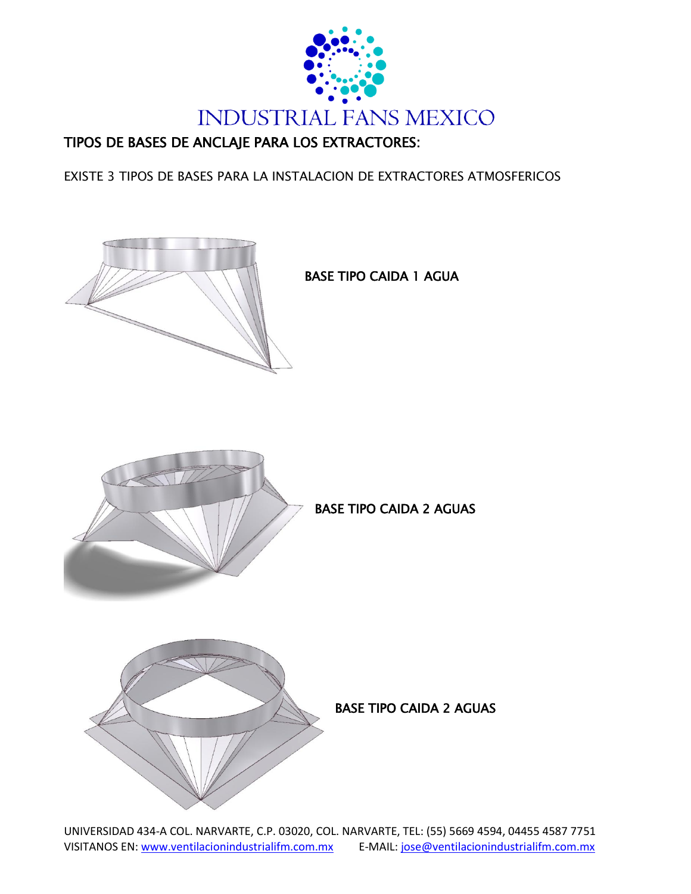INDUSTRIAL FANS MEXICO

## TIPOS DE BASES DE ANCLAJE PARA LOS EXTRACTORES:

EXISTE 3 TIPOS DE BASES PARA LA INSTALACION DE EXTRACTORES ATMOSFERICOS

BASE TIPO CAIDA 1 AGUA

BASE TIPO CAIDA 2 AGUAS

BASE TIPO CAIDA 2 AGUAS

UNIVERSIDAD 434-A COL. NARVARTE, C.P. 03020, COL. NARVARTE, TEL: (55) 5669 4594, 04455 4587 7751
VISITANOS EN: www.ventilacionindustrialifm.com.mx E-MAIL: jose@ventilacionindustrialifm.com.mx